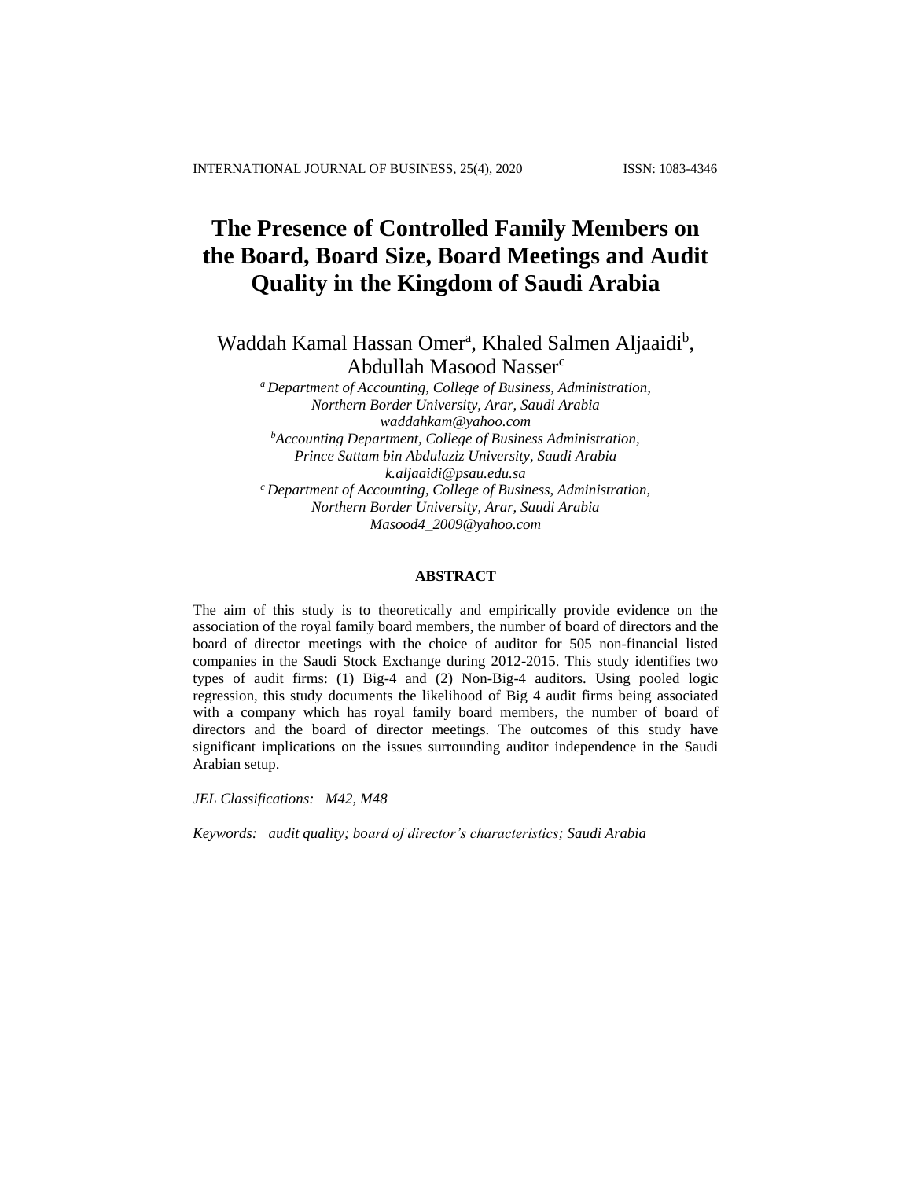# The Presence of Controlled Family Members on the Board, Board Size, Board Meetings and Audit Quality in the Kingdom of Saudi Arabia

Waddah Kamal Hassan Omer[a], Khaled Salmen Aljaaidi[b], Abdullah Masood Nasser[c]

*[a] Department of Accounting, College of Business, Administration, Northern Border University, Arar, Saudi Arabia*
*waddahkam@yahoo.com*

*[b]Accounting Department, College of Business Administration, Prince Sattam bin Abdulaziz University, Saudi Arabia*
*k.aljaaidi@psau.edu.sa*

*[c] Department of Accounting, College of Business, Administration, Northern Border University, Arar, Saudi Arabia*
*Masood4_2009@yahoo.com*

## ABSTRACT

The aim of this study is to theoretically and empirically provide evidence on the association of the royal family board members, the number of board of directors and the board of director meetings with the choice of auditor for 505 non-financial listed companies in the Saudi Stock Exchange during 2012-2015. This study identifies two types of audit firms: (1) Big-4 and (2) Non-Big-4 auditors. Using pooled logic regression, this study documents the likelihood of Big 4 audit firms being associated with a company which has royal family board members, the number of board of directors and the board of director meetings. The outcomes of this study have significant implications on the issues surrounding auditor independence in the Saudi Arabian setup.

*JEL Classifications: M42, M48*

*Keywords: audit quality; board of director's characteristics; Saudi Arabia*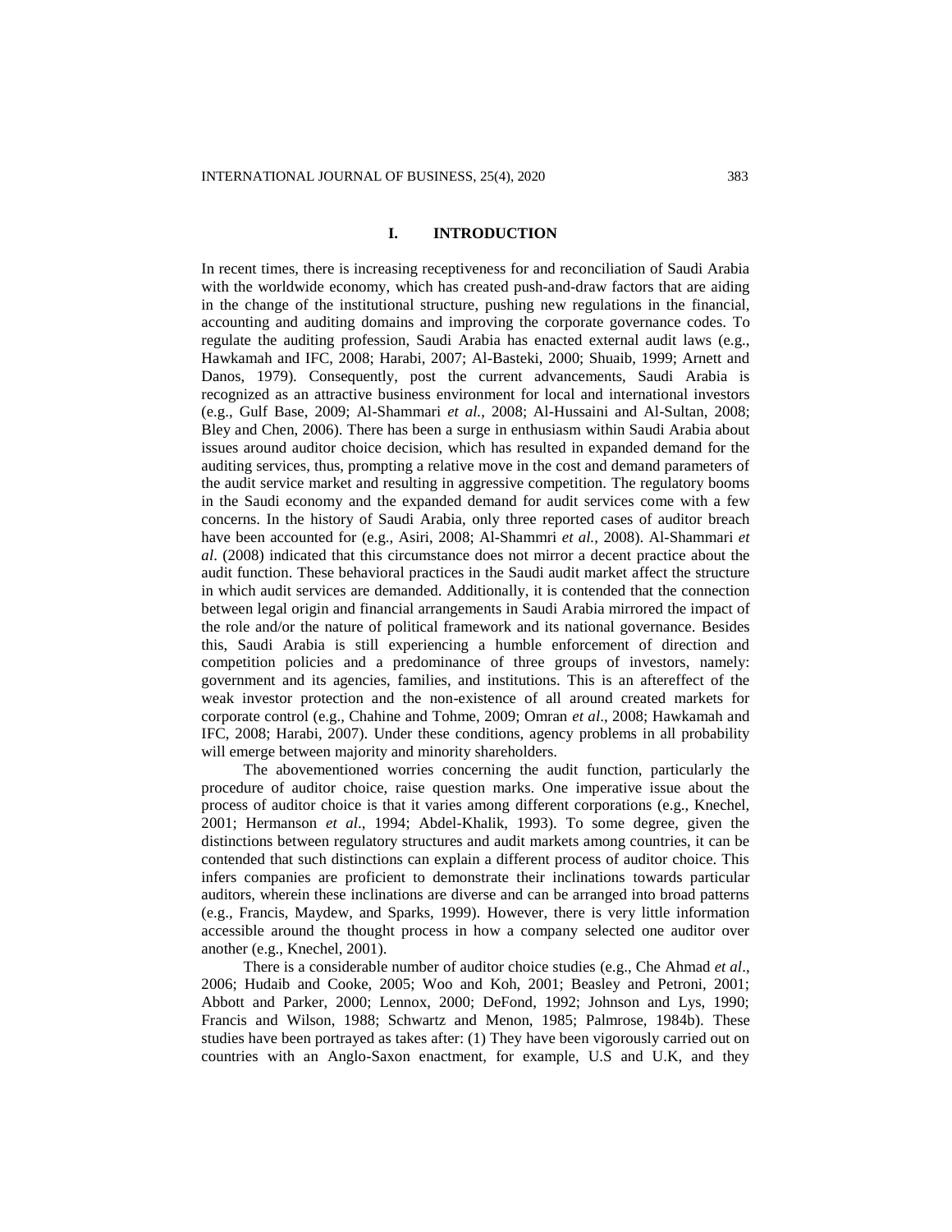# I. INTRODUCTION

In recent times, there is increasing receptiveness for and reconciliation of Saudi Arabia with the worldwide economy, which has created push-and-draw factors that are aiding in the change of the institutional structure, pushing new regulations in the financial, accounting and auditing domains and improving the corporate governance codes. To regulate the auditing profession, Saudi Arabia has enacted external audit laws (e.g., Hawkamah and IFC, 2008; Harabi, 2007; Al-Basteki, 2000; Shuaib, 1999; Arnett and Danos, 1979). Consequently, post the current advancements, Saudi Arabia is recognized as an attractive business environment for local and international investors (e.g., Gulf Base, 2009; Al-Shammari *et al.*, 2008; Al-Hussaini and Al-Sultan, 2008; Bley and Chen, 2006). There has been a surge in enthusiasm within Saudi Arabia about issues around auditor choice decision, which has resulted in expanded demand for the auditing services, thus, prompting a relative move in the cost and demand parameters of the audit service market and resulting in aggressive competition. The regulatory booms in the Saudi economy and the expanded demand for audit services come with a few concerns. In the history of Saudi Arabia, only three reported cases of auditor breach have been accounted for (e.g., Asiri, 2008; Al-Shammri *et al.*, 2008). Al-Shammari *et al*. (2008) indicated that this circumstance does not mirror a decent practice about the audit function. These behavioral practices in the Saudi audit market affect the structure in which audit services are demanded. Additionally, it is contended that the connection between legal origin and financial arrangements in Saudi Arabia mirrored the impact of the role and/or the nature of political framework and its national governance. Besides this, Saudi Arabia is still experiencing a humble enforcement of direction and competition policies and a predominance of three groups of investors, namely: government and its agencies, families, and institutions. This is an aftereffect of the weak investor protection and the non-existence of all around created markets for corporate control (e.g., Chahine and Tohme, 2009; Omran *et al*., 2008; Hawkamah and IFC, 2008; Harabi, 2007). Under these conditions, agency problems in all probability will emerge between majority and minority shareholders.

The abovementioned worries concerning the audit function, particularly the procedure of auditor choice, raise question marks. One imperative issue about the process of auditor choice is that it varies among different corporations (e.g., Knechel, 2001; Hermanson *et al*., 1994; Abdel-Khalik, 1993). To some degree, given the distinctions between regulatory structures and audit markets among countries, it can be contended that such distinctions can explain a different process of auditor choice. This infers companies are proficient to demonstrate their inclinations towards particular auditors, wherein these inclinations are diverse and can be arranged into broad patterns (e.g., Francis, Maydew, and Sparks, 1999). However, there is very little information accessible around the thought process in how a company selected one auditor over another (e.g., Knechel, 2001).

There is a considerable number of auditor choice studies (e.g., Che Ahmad *et al*., 2006; Hudaib and Cooke, 2005; Woo and Koh, 2001; Beasley and Petroni, 2001; Abbott and Parker, 2000; Lennox, 2000; DeFond, 1992; Johnson and Lys, 1990; Francis and Wilson, 1988; Schwartz and Menon, 1985; Palmrose, 1984b). These studies have been portrayed as takes after: (1) They have been vigorously carried out on countries with an Anglo-Saxon enactment, for example, U.S and U.K, and they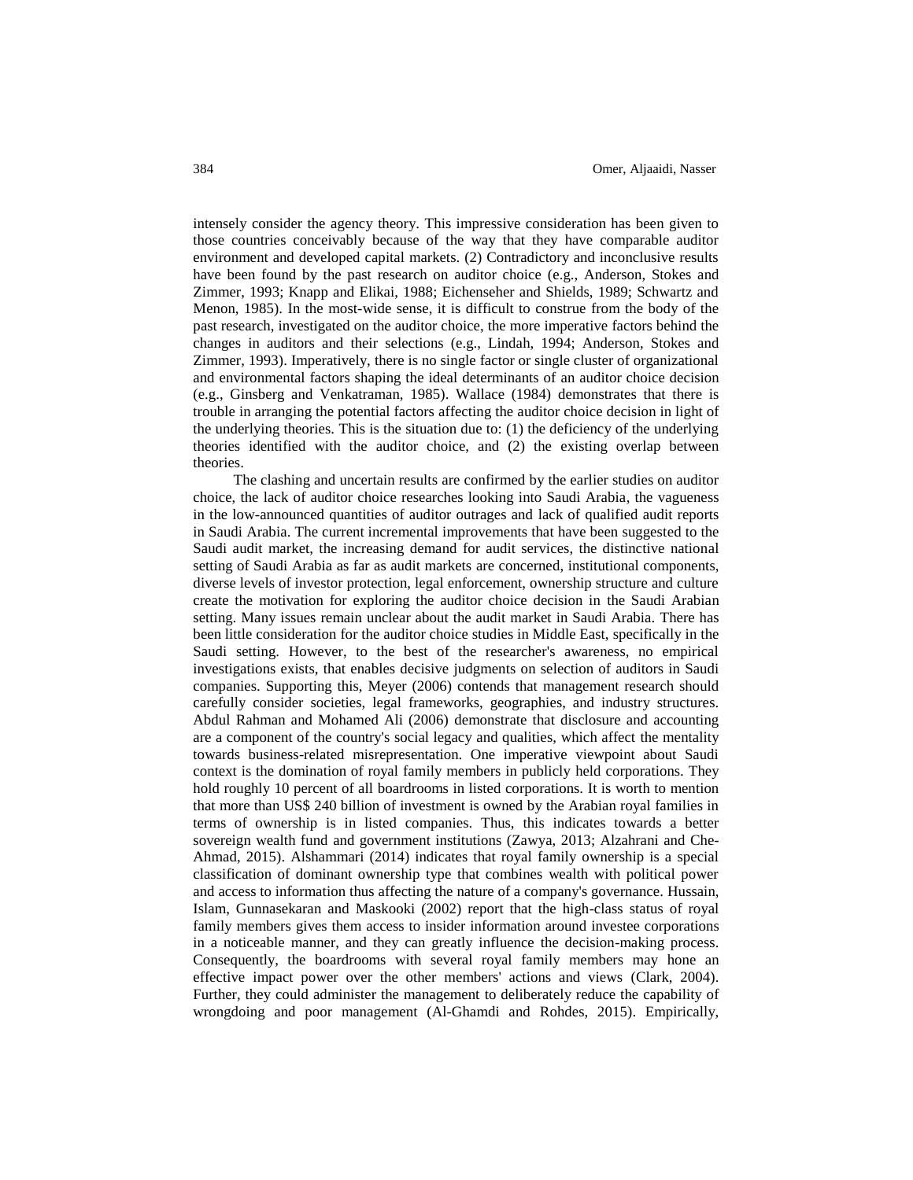intensely consider the agency theory. This impressive consideration has been given to those countries conceivably because of the way that they have comparable auditor environment and developed capital markets. (2) Contradictory and inconclusive results have been found by the past research on auditor choice (e.g., Anderson, Stokes and Zimmer, 1993; Knapp and Elikai, 1988; Eichenseher and Shields, 1989; Schwartz and Menon, 1985). In the most-wide sense, it is difficult to construe from the body of the past research, investigated on the auditor choice, the more imperative factors behind the changes in auditors and their selections (e.g., Lindah, 1994; Anderson, Stokes and Zimmer, 1993). Imperatively, there is no single factor or single cluster of organizational and environmental factors shaping the ideal determinants of an auditor choice decision (e.g., Ginsberg and Venkatraman, 1985). Wallace (1984) demonstrates that there is trouble in arranging the potential factors affecting the auditor choice decision in light of the underlying theories. This is the situation due to: (1) the deficiency of the underlying theories identified with the auditor choice, and (2) the existing overlap between theories.

The clashing and uncertain results are confirmed by the earlier studies on auditor choice, the lack of auditor choice researches looking into Saudi Arabia, the vagueness in the low-announced quantities of auditor outrages and lack of qualified audit reports in Saudi Arabia. The current incremental improvements that have been suggested to the Saudi audit market, the increasing demand for audit services, the distinctive national setting of Saudi Arabia as far as audit markets are concerned, institutional components, diverse levels of investor protection, legal enforcement, ownership structure and culture create the motivation for exploring the auditor choice decision in the Saudi Arabian setting. Many issues remain unclear about the audit market in Saudi Arabia. There has been little consideration for the auditor choice studies in Middle East, specifically in the Saudi setting. However, to the best of the researcher's awareness, no empirical investigations exists, that enables decisive judgments on selection of auditors in Saudi companies. Supporting this, Meyer (2006) contends that management research should carefully consider societies, legal frameworks, geographies, and industry structures. Abdul Rahman and Mohamed Ali (2006) demonstrate that disclosure and accounting are a component of the country's social legacy and qualities, which affect the mentality towards business-related misrepresentation. One imperative viewpoint about Saudi context is the domination of royal family members in publicly held corporations. They hold roughly 10 percent of all boardrooms in listed corporations. It is worth to mention that more than US$ 240 billion of investment is owned by the Arabian royal families in terms of ownership is in listed companies. Thus, this indicates towards a better sovereign wealth fund and government institutions (Zawya, 2013; Alzahrani and Che-Ahmad, 2015). Alshammari (2014) indicates that royal family ownership is a special classification of dominant ownership type that combines wealth with political power and access to information thus affecting the nature of a company's governance. Hussain, Islam, Gunnasekaran and Maskooki (2002) report that the high-class status of royal family members gives them access to insider information around investee corporations in a noticeable manner, and they can greatly influence the decision-making process. Consequently, the boardrooms with several royal family members may hone an effective impact power over the other members' actions and views (Clark, 2004). Further, they could administer the management to deliberately reduce the capability of wrongdoing and poor management (Al-Ghamdi and Rohdes, 2015). Empirically,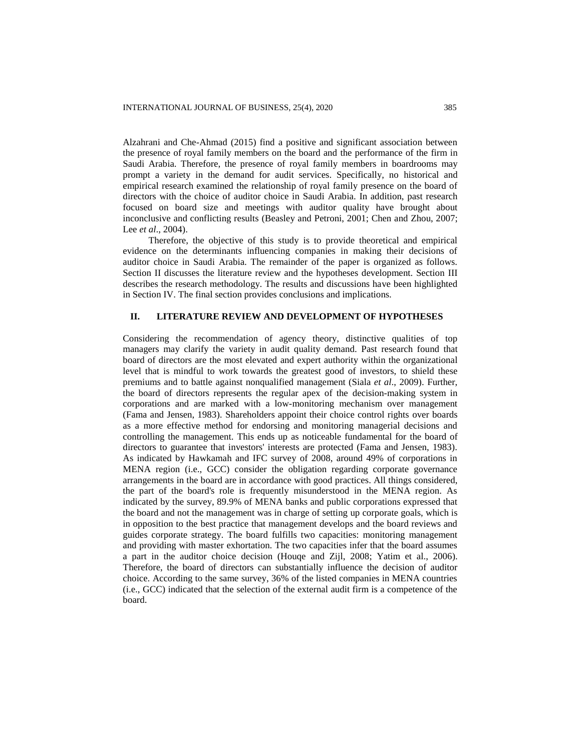Alzahrani and Che-Ahmad (2015) find a positive and significant association between the presence of royal family members on the board and the performance of the firm in Saudi Arabia. Therefore, the presence of royal family members in boardrooms may prompt a variety in the demand for audit services. Specifically, no historical and empirical research examined the relationship of royal family presence on the board of directors with the choice of auditor choice in Saudi Arabia. In addition, past research focused on board size and meetings with auditor quality have brought about inconclusive and conflicting results (Beasley and Petroni, 2001; Chen and Zhou, 2007; Lee *et al*., 2004).

Therefore, the objective of this study is to provide theoretical and empirical evidence on the determinants influencing companies in making their decisions of auditor choice in Saudi Arabia. The remainder of the paper is organized as follows. Section II discusses the literature review and the hypotheses development. Section III describes the research methodology. The results and discussions have been highlighted in Section IV. The final section provides conclusions and implications.

## II. LITERATURE REVIEW AND DEVELOPMENT OF HYPOTHESES

Considering the recommendation of agency theory, distinctive qualities of top managers may clarify the variety in audit quality demand. Past research found that board of directors are the most elevated and expert authority within the organizational level that is mindful to work towards the greatest good of investors, to shield these premiums and to battle against nonqualified management (Siala *et al*., 2009). Further, the board of directors represents the regular apex of the decision-making system in corporations and are marked with a low-monitoring mechanism over management (Fama and Jensen, 1983). Shareholders appoint their choice control rights over boards as a more effective method for endorsing and monitoring managerial decisions and controlling the management. This ends up as noticeable fundamental for the board of directors to guarantee that investors' interests are protected (Fama and Jensen, 1983). As indicated by Hawkamah and IFC survey of 2008, around 49% of corporations in MENA region (i.e., GCC) consider the obligation regarding corporate governance arrangements in the board are in accordance with good practices. All things considered, the part of the board's role is frequently misunderstood in the MENA region. As indicated by the survey, 89.9% of MENA banks and public corporations expressed that the board and not the management was in charge of setting up corporate goals, which is in opposition to the best practice that management develops and the board reviews and guides corporate strategy. The board fulfills two capacities: monitoring management and providing with master exhortation. The two capacities infer that the board assumes a part in the auditor choice decision (Houqe and Zijl, 2008; Yatim et al., 2006). Therefore, the board of directors can substantially influence the decision of auditor choice. According to the same survey, 36% of the listed companies in MENA countries (i.e., GCC) indicated that the selection of the external audit firm is a competence of the board.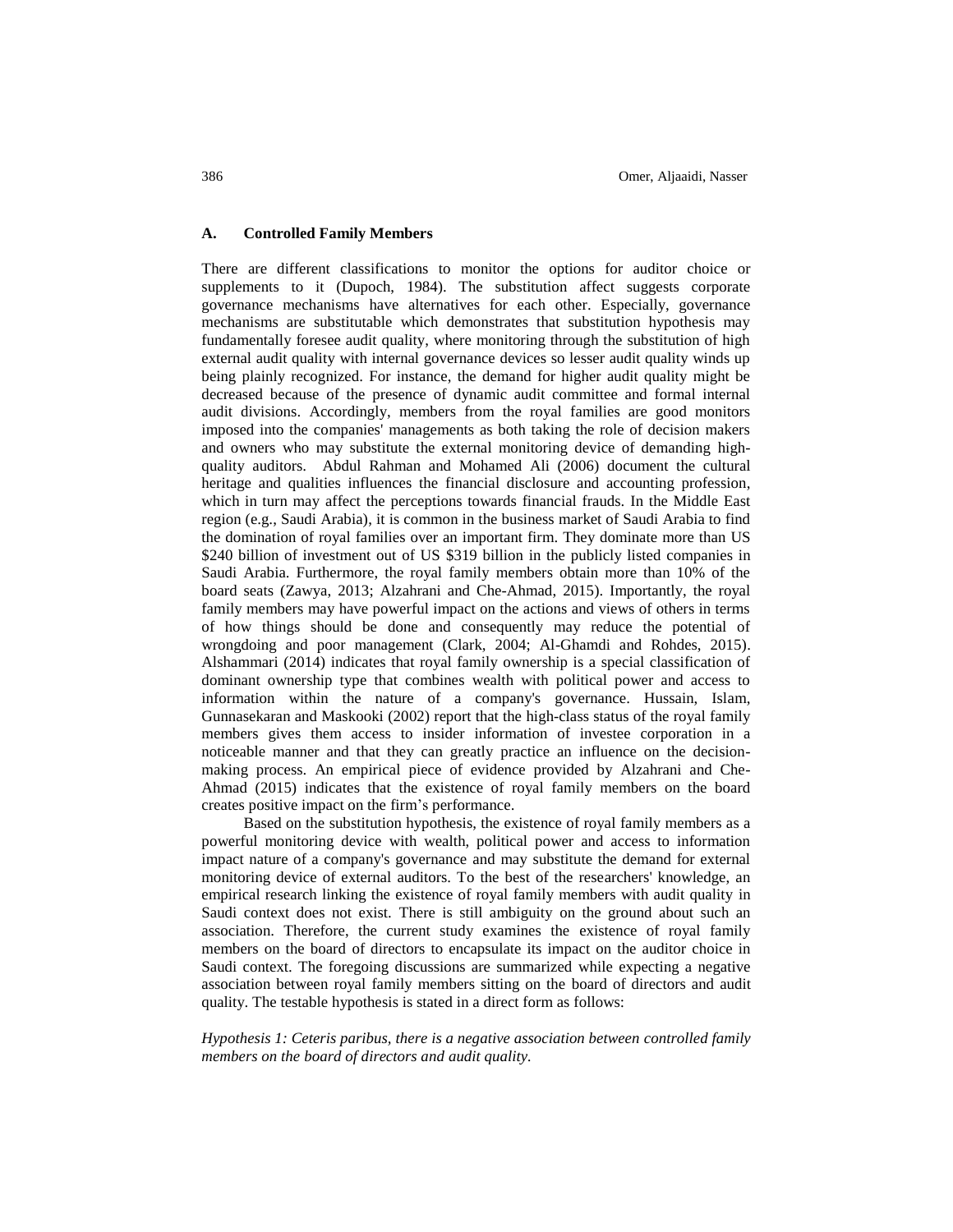### A. Controlled Family Members

There are different classifications to monitor the options for auditor choice or supplements to it (Dupoch, 1984). The substitution affect suggests corporate governance mechanisms have alternatives for each other. Especially, governance mechanisms are substitutable which demonstrates that substitution hypothesis may fundamentally foresee audit quality, where monitoring through the substitution of high external audit quality with internal governance devices so lesser audit quality winds up being plainly recognized. For instance, the demand for higher audit quality might be decreased because of the presence of dynamic audit committee and formal internal audit divisions. Accordingly, members from the royal families are good monitors imposed into the companies' managements as both taking the role of decision makers and owners who may substitute the external monitoring device of demanding high-quality auditors. Abdul Rahman and Mohamed Ali (2006) document the cultural heritage and qualities influences the financial disclosure and accounting profession, which in turn may affect the perceptions towards financial frauds. In the Middle East region (e.g., Saudi Arabia), it is common in the business market of Saudi Arabia to find the domination of royal families over an important firm. They dominate more than US $240 billion of investment out of US $319 billion in the publicly listed companies in Saudi Arabia. Furthermore, the royal family members obtain more than 10% of the board seats (Zawya, 2013; Alzahrani and Che-Ahmad, 2015). Importantly, the royal family members may have powerful impact on the actions and views of others in terms of how things should be done and consequently may reduce the potential of wrongdoing and poor management (Clark, 2004; Al-Ghamdi and Rohdes, 2015). Alshammari (2014) indicates that royal family ownership is a special classification of dominant ownership type that combines wealth with political power and access to information within the nature of a company's governance. Hussain, Islam, Gunnasekaran and Maskooki (2002) report that the high-class status of the royal family members gives them access to insider information of investee corporation in a noticeable manner and that they can greatly practice an influence on the decision-making process. An empirical piece of evidence provided by Alzahrani and Che-Ahmad (2015) indicates that the existence of royal family members on the board creates positive impact on the firm's performance.

Based on the substitution hypothesis, the existence of royal family members as a powerful monitoring device with wealth, political power and access to information impact nature of a company's governance and may substitute the demand for external monitoring device of external auditors. To the best of the researchers' knowledge, an empirical research linking the existence of royal family members with audit quality in Saudi context does not exist. There is still ambiguity on the ground about such an association. Therefore, the current study examines the existence of royal family members on the board of directors to encapsulate its impact on the auditor choice in Saudi context. The foregoing discussions are summarized while expecting a negative association between royal family members sitting on the board of directors and audit quality. The testable hypothesis is stated in a direct form as follows:

*Hypothesis 1: Ceteris paribus, there is a negative association between controlled family members on the board of directors and audit quality.*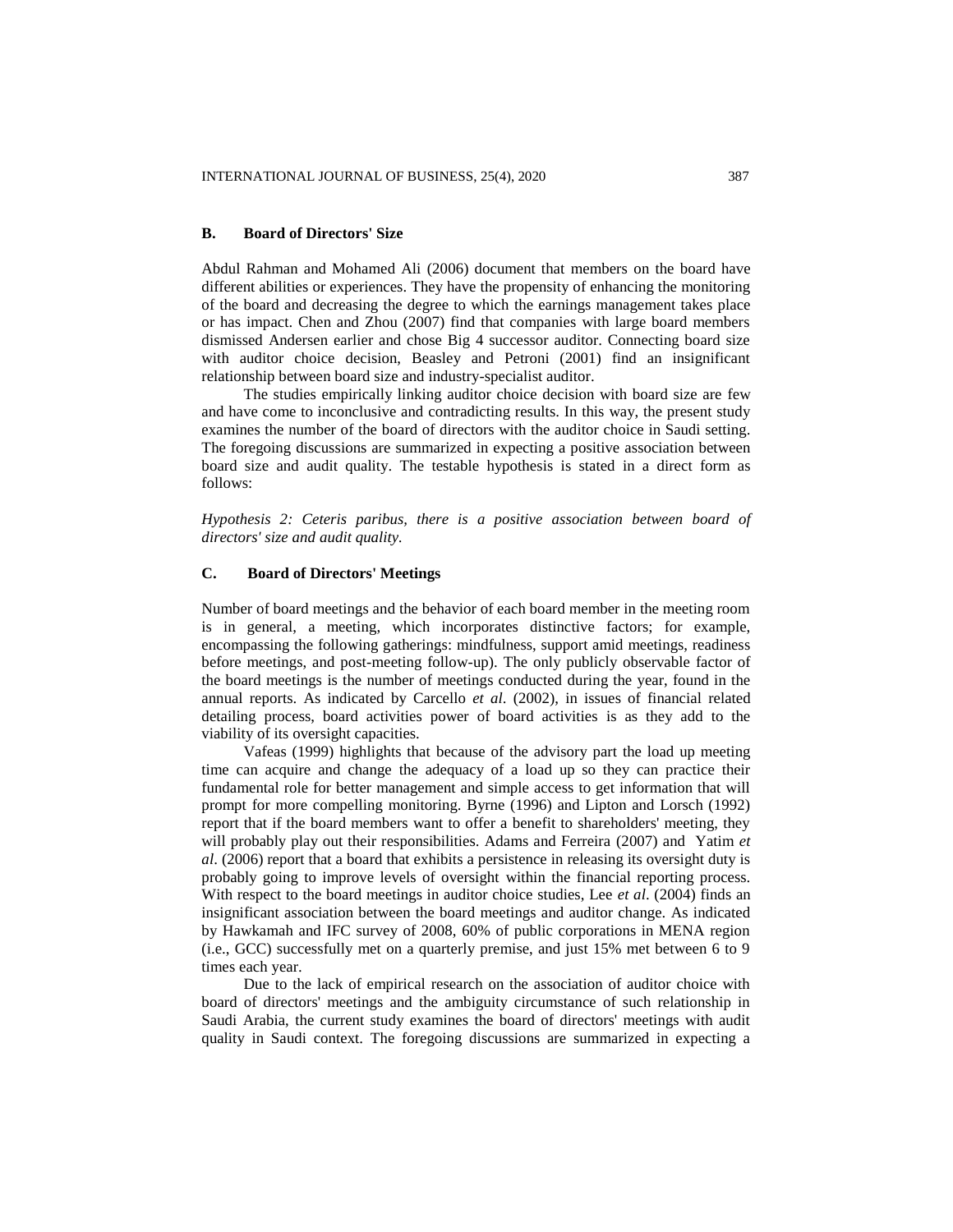### B. Board of Directors' Size

Abdul Rahman and Mohamed Ali (2006) document that members on the board have different abilities or experiences. They have the propensity of enhancing the monitoring of the board and decreasing the degree to which the earnings management takes place or has impact. Chen and Zhou (2007) find that companies with large board members dismissed Andersen earlier and chose Big 4 successor auditor. Connecting board size with auditor choice decision, Beasley and Petroni (2001) find an insignificant relationship between board size and industry-specialist auditor.

The studies empirically linking auditor choice decision with board size are few and have come to inconclusive and contradicting results. In this way, the present study examines the number of the board of directors with the auditor choice in Saudi setting. The foregoing discussions are summarized in expecting a positive association between board size and audit quality. The testable hypothesis is stated in a direct form as follows:

*Hypothesis 2: Ceteris paribus, there is a positive association between board of directors' size and audit quality.*

### C. Board of Directors' Meetings

Number of board meetings and the behavior of each board member in the meeting room is in general, a meeting, which incorporates distinctive factors; for example, encompassing the following gatherings: mindfulness, support amid meetings, readiness before meetings, and post-meeting follow-up). The only publicly observable factor of the board meetings is the number of meetings conducted during the year, found in the annual reports. As indicated by Carcello *et al*. (2002), in issues of financial related detailing process, board activities power of board activities is as they add to the viability of its oversight capacities.

Vafeas (1999) highlights that because of the advisory part the load up meeting time can acquire and change the adequacy of a load up so they can practice their fundamental role for better management and simple access to get information that will prompt for more compelling monitoring. Byrne (1996) and Lipton and Lorsch (1992) report that if the board members want to offer a benefit to shareholders' meeting, they will probably play out their responsibilities. Adams and Ferreira (2007) and Yatim *et al*. (2006) report that a board that exhibits a persistence in releasing its oversight duty is probably going to improve levels of oversight within the financial reporting process. With respect to the board meetings in auditor choice studies, Lee *et al*. (2004) finds an insignificant association between the board meetings and auditor change. As indicated by Hawkamah and IFC survey of 2008, 60% of public corporations in MENA region (i.e., GCC) successfully met on a quarterly premise, and just 15% met between 6 to 9 times each year.

Due to the lack of empirical research on the association of auditor choice with board of directors' meetings and the ambiguity circumstance of such relationship in Saudi Arabia, the current study examines the board of directors' meetings with audit quality in Saudi context. The foregoing discussions are summarized in expecting a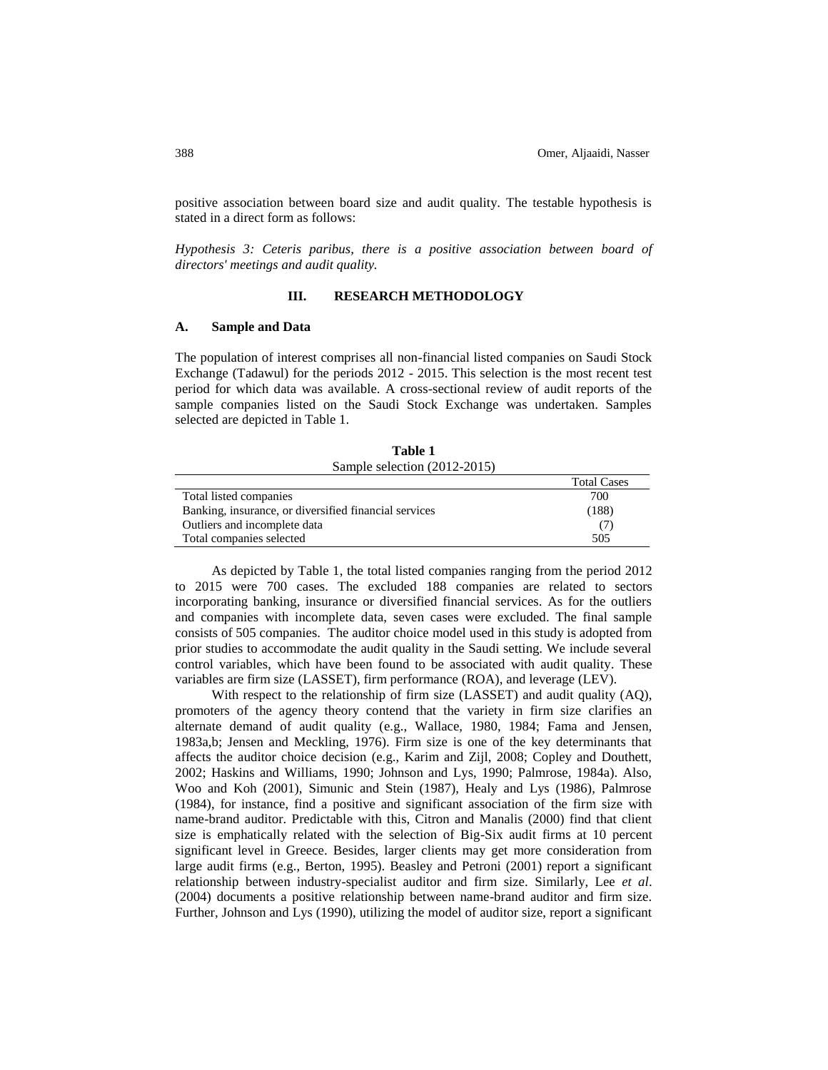positive association between board size and audit quality. The testable hypothesis is stated in a direct form as follows:

*Hypothesis 3: Ceteris paribus, there is a positive association between board of directors' meetings and audit quality.*

## III. RESEARCH METHODOLOGY

### A. Sample and Data

The population of interest comprises all non-financial listed companies on Saudi Stock Exchange (Tadawul) for the periods 2012 - 2015. This selection is the most recent test period for which data was available. A cross-sectional review of audit reports of the sample companies listed on the Saudi Stock Exchange was undertaken. Samples selected are depicted in Table 1.

**Table 1**
Sample selection (2012-2015)

| | Total Cases |
|---|---|
| Total listed companies | 700 |
| Banking, insurance, or diversified financial services | (188) |
| Outliers and incomplete data | (7) |
| Total companies selected | 505 |

As depicted by Table 1, the total listed companies ranging from the period 2012 to 2015 were 700 cases. The excluded 188 companies are related to sectors incorporating banking, insurance or diversified financial services. As for the outliers and companies with incomplete data, seven cases were excluded. The final sample consists of 505 companies. The auditor choice model used in this study is adopted from prior studies to accommodate the audit quality in the Saudi setting. We include several control variables, which have been found to be associated with audit quality. These variables are firm size (LASSET), firm performance (ROA), and leverage (LEV).

With respect to the relationship of firm size (LASSET) and audit quality (AQ), promoters of the agency theory contend that the variety in firm size clarifies an alternate demand of audit quality (e.g., Wallace, 1980, 1984; Fama and Jensen, 1983a,b; Jensen and Meckling, 1976). Firm size is one of the key determinants that affects the auditor choice decision (e.g., Karim and Zijl, 2008; Copley and Douthett, 2002; Haskins and Williams, 1990; Johnson and Lys, 1990; Palmrose, 1984a). Also, Woo and Koh (2001), Simunic and Stein (1987), Healy and Lys (1986), Palmrose (1984), for instance, find a positive and significant association of the firm size with name-brand auditor. Predictable with this, Citron and Manalis (2000) find that client size is emphatically related with the selection of Big-Six audit firms at 10 percent significant level in Greece. Besides, larger clients may get more consideration from large audit firms (e.g., Berton, 1995). Beasley and Petroni (2001) report a significant relationship between industry-specialist auditor and firm size. Similarly, Lee *et al*. (2004) documents a positive relationship between name-brand auditor and firm size. Further, Johnson and Lys (1990), utilizing the model of auditor size, report a significant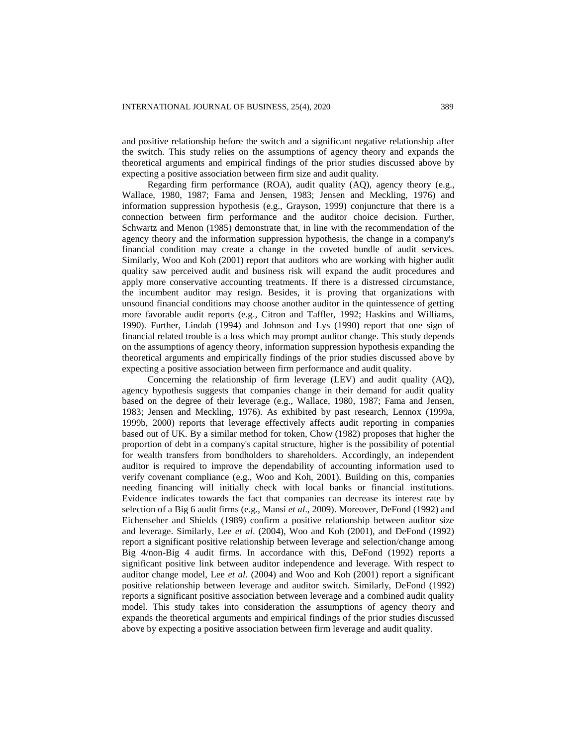and positive relationship before the switch and a significant negative relationship after the switch. This study relies on the assumptions of agency theory and expands the theoretical arguments and empirical findings of the prior studies discussed above by expecting a positive association between firm size and audit quality.

Regarding firm performance (ROA), audit quality (AQ), agency theory (e.g., Wallace, 1980, 1987; Fama and Jensen, 1983; Jensen and Meckling, 1976) and information suppression hypothesis (e.g., Grayson, 1999) conjuncture that there is a connection between firm performance and the auditor choice decision. Further, Schwartz and Menon (1985) demonstrate that, in line with the recommendation of the agency theory and the information suppression hypothesis, the change in a company's financial condition may create a change in the coveted bundle of audit services. Similarly, Woo and Koh (2001) report that auditors who are working with higher audit quality saw perceived audit and business risk will expand the audit procedures and apply more conservative accounting treatments. If there is a distressed circumstance, the incumbent auditor may resign. Besides, it is proving that organizations with unsound financial conditions may choose another auditor in the quintessence of getting more favorable audit reports (e.g., Citron and Taffler, 1992; Haskins and Williams, 1990). Further, Lindah (1994) and Johnson and Lys (1990) report that one sign of financial related trouble is a loss which may prompt auditor change. This study depends on the assumptions of agency theory, information suppression hypothesis expanding the theoretical arguments and empirically findings of the prior studies discussed above by expecting a positive association between firm performance and audit quality.

Concerning the relationship of firm leverage (LEV) and audit quality (AQ), agency hypothesis suggests that companies change in their demand for audit quality based on the degree of their leverage (e.g., Wallace, 1980, 1987; Fama and Jensen, 1983; Jensen and Meckling, 1976). As exhibited by past research, Lennox (1999a, 1999b, 2000) reports that leverage effectively affects audit reporting in companies based out of UK. By a similar method for token, Chow (1982) proposes that higher the proportion of debt in a company's capital structure, higher is the possibility of potential for wealth transfers from bondholders to shareholders. Accordingly, an independent auditor is required to improve the dependability of accounting information used to verify covenant compliance (e.g., Woo and Koh, 2001). Building on this, companies needing financing will initially check with local banks or financial institutions. Evidence indicates towards the fact that companies can decrease its interest rate by selection of a Big 6 audit firms (e.g., Mansi *et al*., 2009). Moreover, DeFond (1992) and Eichenseher and Shields (1989) confirm a positive relationship between auditor size and leverage. Similarly, Lee *et al*. (2004), Woo and Koh (2001), and DeFond (1992) report a significant positive relationship between leverage and selection/change among Big 4/non-Big 4 audit firms. In accordance with this, DeFond (1992) reports a significant positive link between auditor independence and leverage. With respect to auditor change model, Lee *et al*. (2004) and Woo and Koh (2001) report a significant positive relationship between leverage and auditor switch. Similarly, DeFond (1992) reports a significant positive association between leverage and a combined audit quality model. This study takes into consideration the assumptions of agency theory and expands the theoretical arguments and empirical findings of the prior studies discussed above by expecting a positive association between firm leverage and audit quality.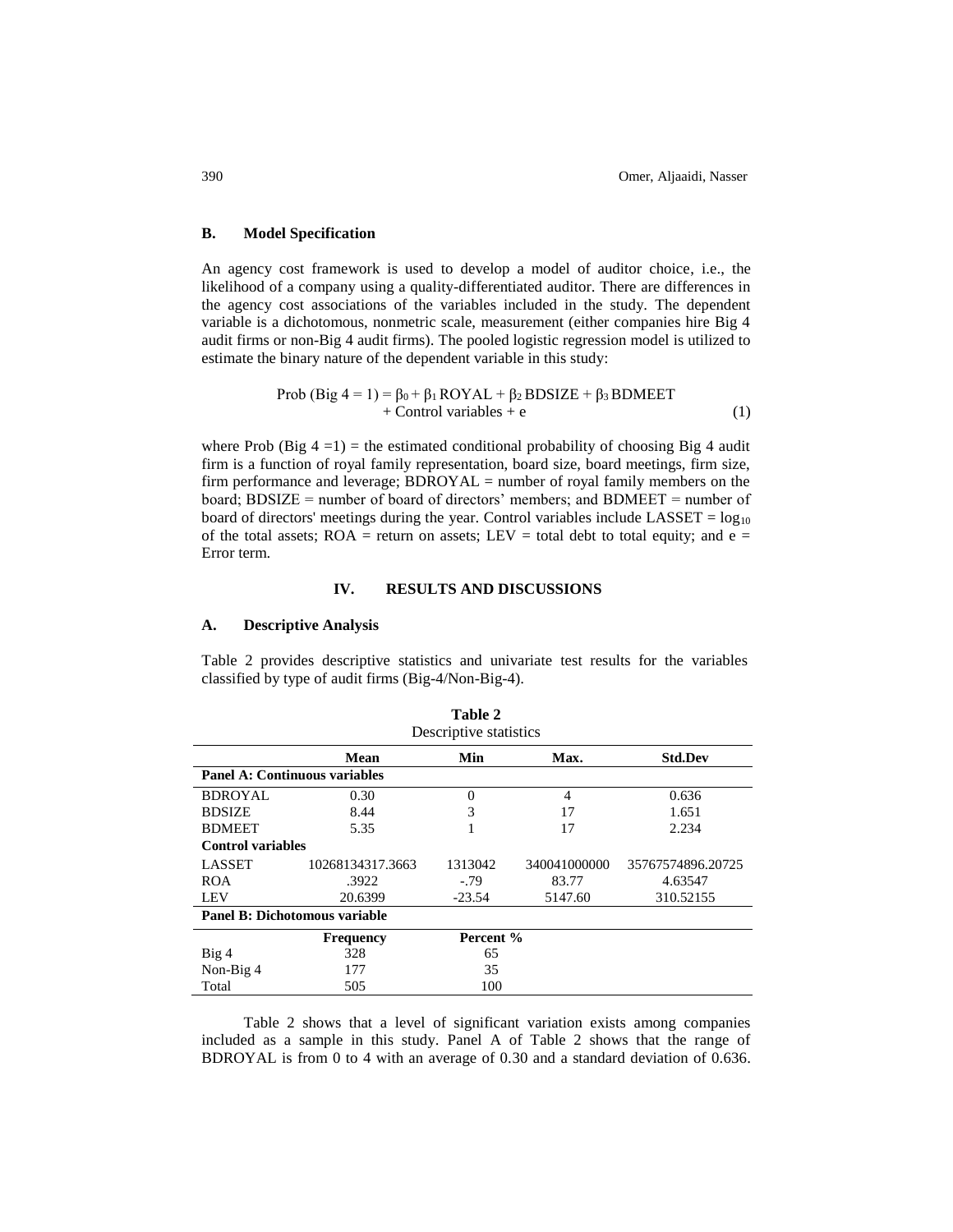### B. Model Specification

An agency cost framework is used to develop a model of auditor choice, i.e., the likelihood of a company using a quality-differentiated auditor. There are differences in the agency cost associations of the variables included in the study. The dependent variable is a dichotomous, nonmetric scale, measurement (either companies hire Big 4 audit firms or non-Big 4 audit firms). The pooled logistic regression model is utilized to estimate the binary nature of the dependent variable in this study:

$$\text{Prob (Big 4 = 1)} = \beta_0 + \beta_1 \text{ROYAL} + \beta_2 \text{BDSIZE} + \beta_3 \text{BDMEET} + \text{Control variables} + e \quad (1)$$

where Prob (Big 4 =1) = the estimated conditional probability of choosing Big 4 audit firm is a function of royal family representation, board size, board meetings, firm size, firm performance and leverage; BDROYAL = number of royal family members on the board; BDSIZE = number of board of directors' members; and BDMEET = number of board of directors' meetings during the year. Control variables include LASSET = $\log_{10}$ of the total assets; ROA = return on assets; LEV = total debt to total equity; and e = Error term.

## IV. RESULTS AND DISCUSSIONS

### A. Descriptive Analysis

Table 2 provides descriptive statistics and univariate test results for the variables classified by type of audit firms (Big-4/Non-Big-4).

**Table 2**
Descriptive statistics

| | Mean | Min | Max. | Std.Dev |
|---|---|---|---|---|
| **Panel A: Continuous variables** | | | | |
| BDROYAL | 0.30 | 0 | 4 | 0.636 |
| BDSIZE | 8.44 | 3 | 17 | 1.651 |
| BDMEET | 5.35 | 1 | 17 | 2.234 |
| **Control variables** | | | | |
| LASSET | 10268134317.3663 | 1313042 | 340041000000 | 35767574896.20725 |
| ROA | .3922 | -.79 | 83.77 | 4.63547 |
| LEV | 20.6399 | -23.54 | 5147.60 | 310.52155 |
| **Panel B: Dichotomous variable** | | | | |
| | **Frequency** | **Percent %** | | |
| Big 4 | 328 | 65 | | |
| Non-Big 4 | 177 | 35 | | |
| Total | 505 | 100 | | |

Table 2 shows that a level of significant variation exists among companies included as a sample in this study. Panel A of Table 2 shows that the range of BDROYAL is from 0 to 4 with an average of 0.30 and a standard deviation of 0.636.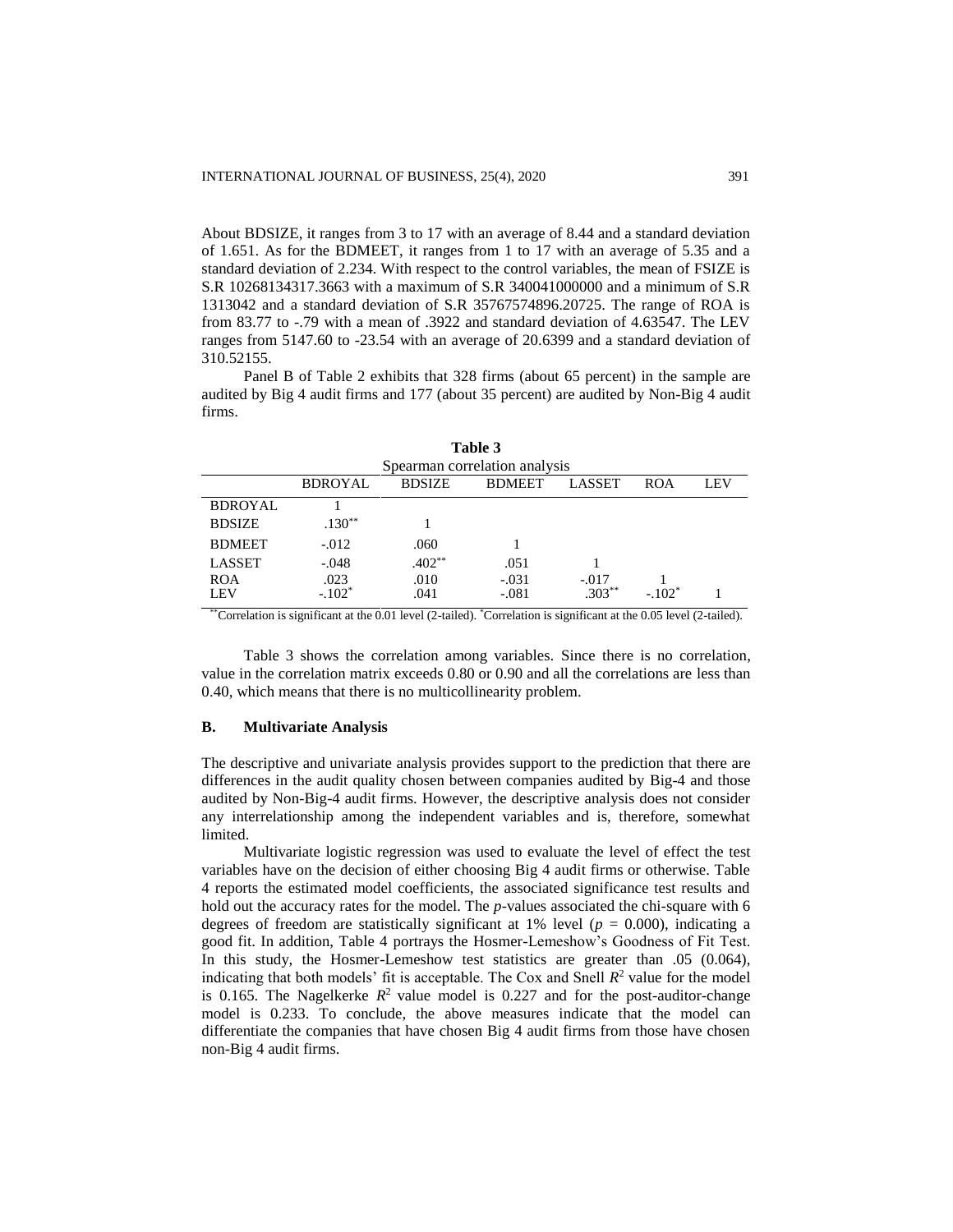About BDSIZE, it ranges from 3 to 17 with an average of 8.44 and a standard deviation of 1.651. As for the BDMEET, it ranges from 1 to 17 with an average of 5.35 and a standard deviation of 2.234. With respect to the control variables, the mean of FSIZE is S.R 10268134317.3663 with a maximum of S.R 340041000000 and a minimum of S.R 1313042 and a standard deviation of S.R 35767574896.20725. The range of ROA is from 83.77 to -.79 with a mean of .3922 and standard deviation of 4.63547. The LEV ranges from 5147.60 to -23.54 with an average of 20.6399 and a standard deviation of 310.52155.

Panel B of Table 2 exhibits that 328 firms (about 65 percent) in the sample are audited by Big 4 audit firms and 177 (about 35 percent) are audited by Non-Big 4 audit firms.

**Table 3**
Spearman correlation analysis

| | BDROYAL | BDSIZE | BDMEET | LASSET | ROA | LEV |
|---|---|---|---|---|---|---|
| BDROYAL | 1 | | | | | |
| BDSIZE | .130** | 1 | | | | |
| BDMEET | -.012 | .060 | 1 | | | |
| LASSET | -.048 | .402** | .051 | 1 | | |
| ROA | .023 | .010 | -.031 | -.017 | 1 | |
| LEV | -.102* | .041 | -.081 | .303** | -.102* | 1 |

**Correlation is significant at the 0.01 level (2-tailed). *Correlation is significant at the 0.05 level (2-tailed).

Table 3 shows the correlation among variables. Since there is no correlation, value in the correlation matrix exceeds 0.80 or 0.90 and all the correlations are less than 0.40, which means that there is no multicollinearity problem.

### B. Multivariate Analysis

The descriptive and univariate analysis provides support to the prediction that there are differences in the audit quality chosen between companies audited by Big-4 and those audited by Non-Big-4 audit firms. However, the descriptive analysis does not consider any interrelationship among the independent variables and is, therefore, somewhat limited.

Multivariate logistic regression was used to evaluate the level of effect the test variables have on the decision of either choosing Big 4 audit firms or otherwise. Table 4 reports the estimated model coefficients, the associated significance test results and hold out the accuracy rates for the model. The *p*-values associated the chi-square with 6 degrees of freedom are statistically significant at 1% level ($p = 0.000$), indicating a good fit. In addition, Table 4 portrays the Hosmer-Lemeshow's Goodness of Fit Test. In this study, the Hosmer-Lemeshow test statistics are greater than .05 (0.064), indicating that both models' fit is acceptable. The Cox and Snell $R^2$ value for the model is 0.165. The Nagelkerke $R^2$ value model is 0.227 and for the post-auditor-change model is 0.233. To conclude, the above measures indicate that the model can differentiate the companies that have chosen Big 4 audit firms from those have chosen non-Big 4 audit firms.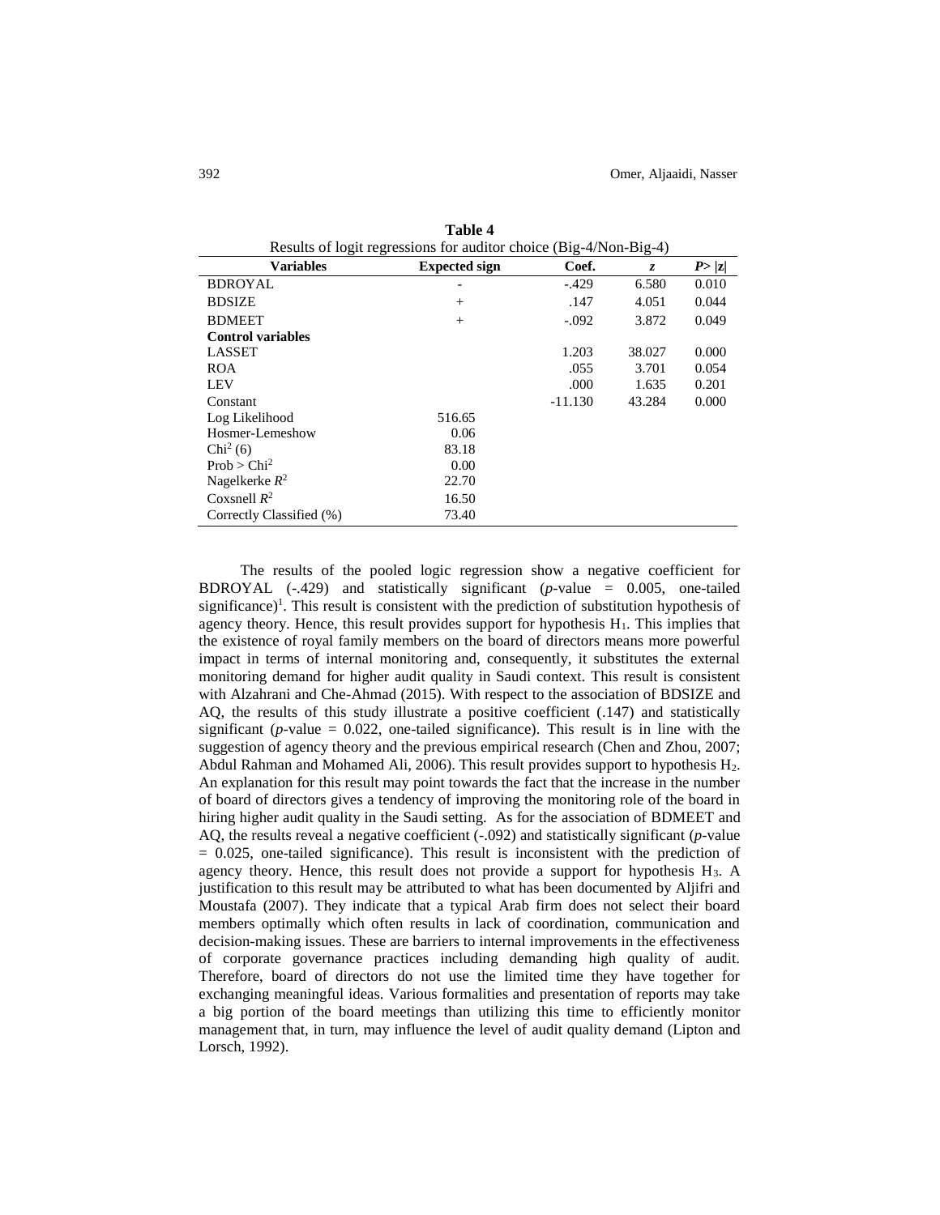**Table 4**

Results of logit regressions for auditor choice (Big-4/Non-Big-4)

| Variables | Expected sign | Coef. | *z* | *P*> \|*z*\| |
|---|---|---|---|---|
| BDROYAL | - | -.429 | 6.580 | 0.010 |
| BDSIZE | + | .147 | 4.051 | 0.044 |
| BDMEET | + | -.092 | 3.872 | 0.049 |
| **Control variables** | | | | |
| LASSET | | 1.203 | 38.027 | 0.000 |
| ROA | | .055 | 3.701 | 0.054 |
| LEV | | .000 | 1.635 | 0.201 |
| Constant | | -11.130 | 43.284 | 0.000 |
| Log Likelihood | 516.65 | | | |
| Hosmer-Lemeshow | 0.06 | | | |
| $Chi^2$ (6) | 83.18 | | | |
| Prob > $Chi^2$ | 0.00 | | | |
| Nagelkerke $R^2$ | 22.70 | | | |
| Coxsnell $R^2$ | 16.50 | | | |
| Correctly Classified (%) | 73.40 | | | |

The results of the pooled logic regression show a negative coefficient for BDROYAL (-.429) and statistically significant (*p*-value = 0.005, one-tailed significance)[1]. This result is consistent with the prediction of substitution hypothesis of agency theory. Hence, this result provides support for hypothesis $H_1$. This implies that the existence of royal family members on the board of directors means more powerful impact in terms of internal monitoring and, consequently, it substitutes the external monitoring demand for higher audit quality in Saudi context. This result is consistent with Alzahrani and Che-Ahmad (2015). With respect to the association of BDSIZE and AQ, the results of this study illustrate a positive coefficient (.147) and statistically significant (*p*-value = 0.022, one-tailed significance). This result is in line with the suggestion of agency theory and the previous empirical research (Chen and Zhou, 2007; Abdul Rahman and Mohamed Ali, 2006). This result provides support to hypothesis $H_2$. An explanation for this result may point towards the fact that the increase in the number of board of directors gives a tendency of improving the monitoring role of the board in hiring higher audit quality in the Saudi setting. As for the association of BDMEET and AQ, the results reveal a negative coefficient (-.092) and statistically significant (*p*-value = 0.025, one-tailed significance). This result is inconsistent with the prediction of agency theory. Hence, this result does not provide a support for hypothesis $H_3$. A justification to this result may be attributed to what has been documented by Aljifri and Moustafa (2007). They indicate that a typical Arab firm does not select their board members optimally which often results in lack of coordination, communication and decision-making issues. These are barriers to internal improvements in the effectiveness of corporate governance practices including demanding high quality of audit. Therefore, board of directors do not use the limited time they have together for exchanging meaningful ideas. Various formalities and presentation of reports may take a big portion of the board meetings than utilizing this time to efficiently monitor management that, in turn, may influence the level of audit quality demand (Lipton and Lorsch, 1992).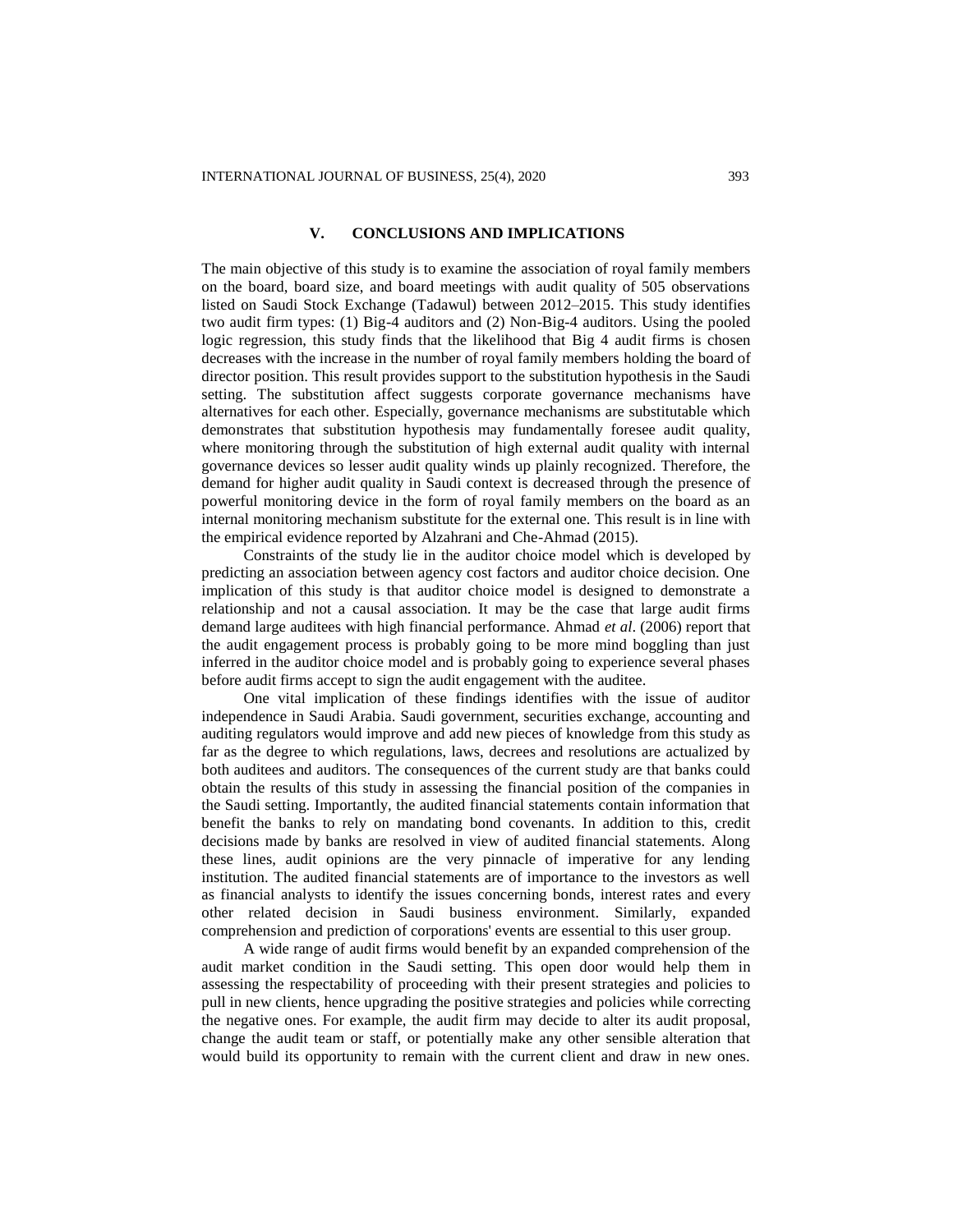## V. CONCLUSIONS AND IMPLICATIONS

The main objective of this study is to examine the association of royal family members on the board, board size, and board meetings with audit quality of 505 observations listed on Saudi Stock Exchange (Tadawul) between 2012–2015. This study identifies two audit firm types: (1) Big-4 auditors and (2) Non-Big-4 auditors. Using the pooled logic regression, this study finds that the likelihood that Big 4 audit firms is chosen decreases with the increase in the number of royal family members holding the board of director position. This result provides support to the substitution hypothesis in the Saudi setting. The substitution affect suggests corporate governance mechanisms have alternatives for each other. Especially, governance mechanisms are substitutable which demonstrates that substitution hypothesis may fundamentally foresee audit quality, where monitoring through the substitution of high external audit quality with internal governance devices so lesser audit quality winds up plainly recognized. Therefore, the demand for higher audit quality in Saudi context is decreased through the presence of powerful monitoring device in the form of royal family members on the board as an internal monitoring mechanism substitute for the external one. This result is in line with the empirical evidence reported by Alzahrani and Che-Ahmad (2015).

Constraints of the study lie in the auditor choice model which is developed by predicting an association between agency cost factors and auditor choice decision. One implication of this study is that auditor choice model is designed to demonstrate a relationship and not a causal association. It may be the case that large audit firms demand large auditees with high financial performance. Ahmad *et al*. (2006) report that the audit engagement process is probably going to be more mind boggling than just inferred in the auditor choice model and is probably going to experience several phases before audit firms accept to sign the audit engagement with the auditee.

One vital implication of these findings identifies with the issue of auditor independence in Saudi Arabia. Saudi government, securities exchange, accounting and auditing regulators would improve and add new pieces of knowledge from this study as far as the degree to which regulations, laws, decrees and resolutions are actualized by both auditees and auditors. The consequences of the current study are that banks could obtain the results of this study in assessing the financial position of the companies in the Saudi setting. Importantly, the audited financial statements contain information that benefit the banks to rely on mandating bond covenants. In addition to this, credit decisions made by banks are resolved in view of audited financial statements. Along these lines, audit opinions are the very pinnacle of imperative for any lending institution. The audited financial statements are of importance to the investors as well as financial analysts to identify the issues concerning bonds, interest rates and every other related decision in Saudi business environment. Similarly, expanded comprehension and prediction of corporations' events are essential to this user group.

A wide range of audit firms would benefit by an expanded comprehension of the audit market condition in the Saudi setting. This open door would help them in assessing the respectability of proceeding with their present strategies and policies to pull in new clients, hence upgrading the positive strategies and policies while correcting the negative ones. For example, the audit firm may decide to alter its audit proposal, change the audit team or staff, or potentially make any other sensible alteration that would build its opportunity to remain with the current client and draw in new ones.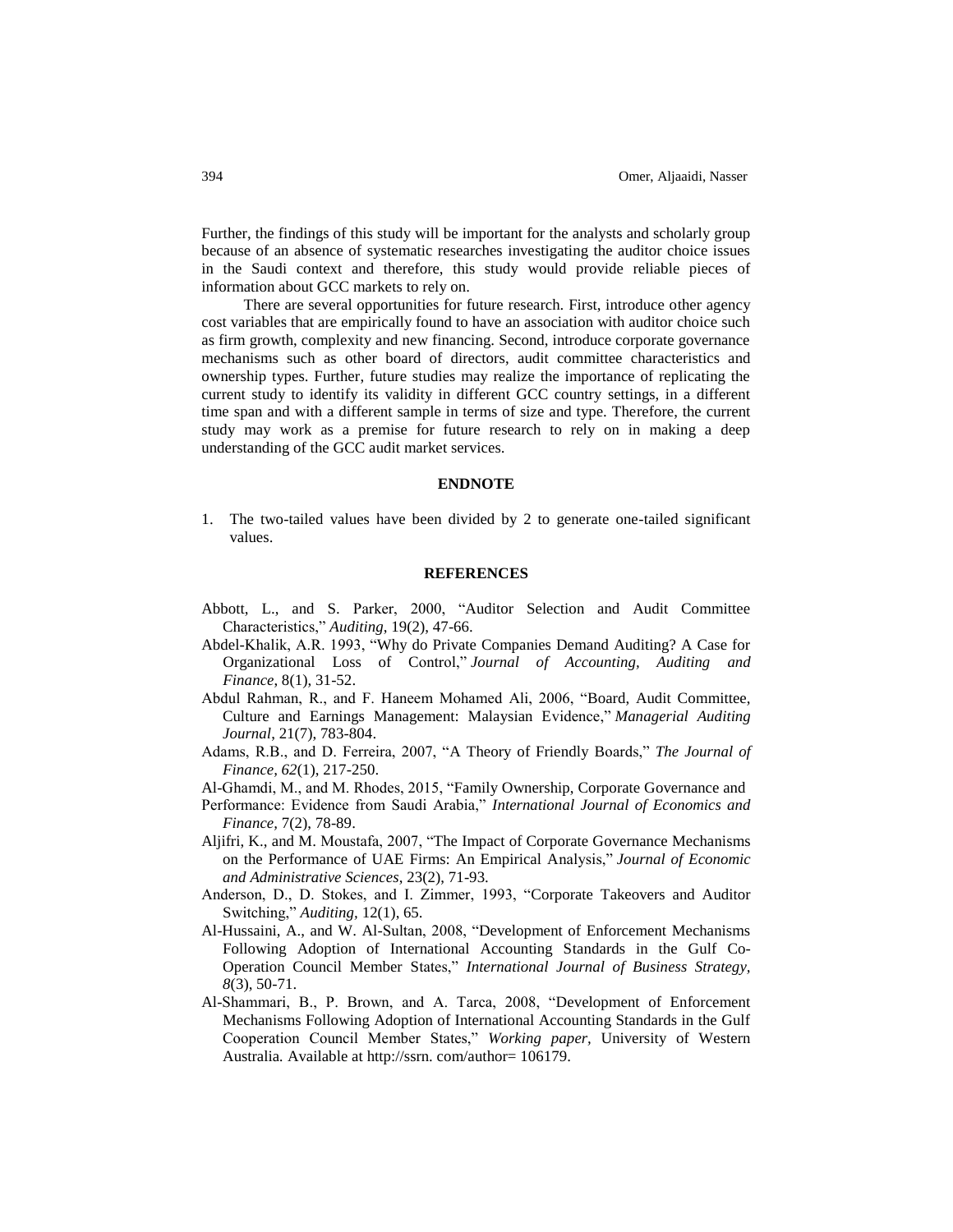Further, the findings of this study will be important for the analysts and scholarly group because of an absence of systematic researches investigating the auditor choice issues in the Saudi context and therefore, this study would provide reliable pieces of information about GCC markets to rely on.

There are several opportunities for future research. First, introduce other agency cost variables that are empirically found to have an association with auditor choice such as firm growth, complexity and new financing. Second, introduce corporate governance mechanisms such as other board of directors, audit committee characteristics and ownership types. Further, future studies may realize the importance of replicating the current study to identify its validity in different GCC country settings, in a different time span and with a different sample in terms of size and type. Therefore, the current study may work as a premise for future research to rely on in making a deep understanding of the GCC audit market services.

## ENDNOTE

1. The two-tailed values have been divided by 2 to generate one-tailed significant values.

## REFERENCES

Abbott, L., and S. Parker, 2000, "Auditor Selection and Audit Committee Characteristics," *Auditing*, 19(2), 47-66.

Abdel-Khalik, A.R. 1993, "Why do Private Companies Demand Auditing? A Case for Organizational Loss of Control," *Journal of Accounting, Auditing and Finance*, 8(1), 31-52.

Abdul Rahman, R., and F. Haneem Mohamed Ali, 2006, "Board, Audit Committee, Culture and Earnings Management: Malaysian Evidence," *Managerial Auditing Journal*, 21(7), 783-804.

Adams, R.B., and D. Ferreira, 2007, "A Theory of Friendly Boards," *The Journal of Finance, 62*(1), 217-250.

Al-Ghamdi, M., and M. Rhodes, 2015, "Family Ownership, Corporate Governance and Performance: Evidence from Saudi Arabia," *International Journal of Economics and Finance*, 7(2), 78-89.

Aljifri, K., and M. Moustafa, 2007, "The Impact of Corporate Governance Mechanisms on the Performance of UAE Firms: An Empirical Analysis," *Journal of Economic and Administrative Sciences*, 23(2), 71-93.

Anderson, D., D. Stokes, and I. Zimmer, 1993, "Corporate Takeovers and Auditor Switching," *Auditing*, 12(1), 65.

Al-Hussaini, A., and W. Al-Sultan, 2008, "Development of Enforcement Mechanisms Following Adoption of International Accounting Standards in the Gulf Co-Operation Council Member States," *International Journal of Business Strategy, 8*(3), 50-71.

Al-Shammari, B., P. Brown, and A. Tarca, 2008, "Development of Enforcement Mechanisms Following Adoption of International Accounting Standards in the Gulf Cooperation Council Member States," *Working paper,* University of Western Australia. Available at http://ssrn. com/author= 106179.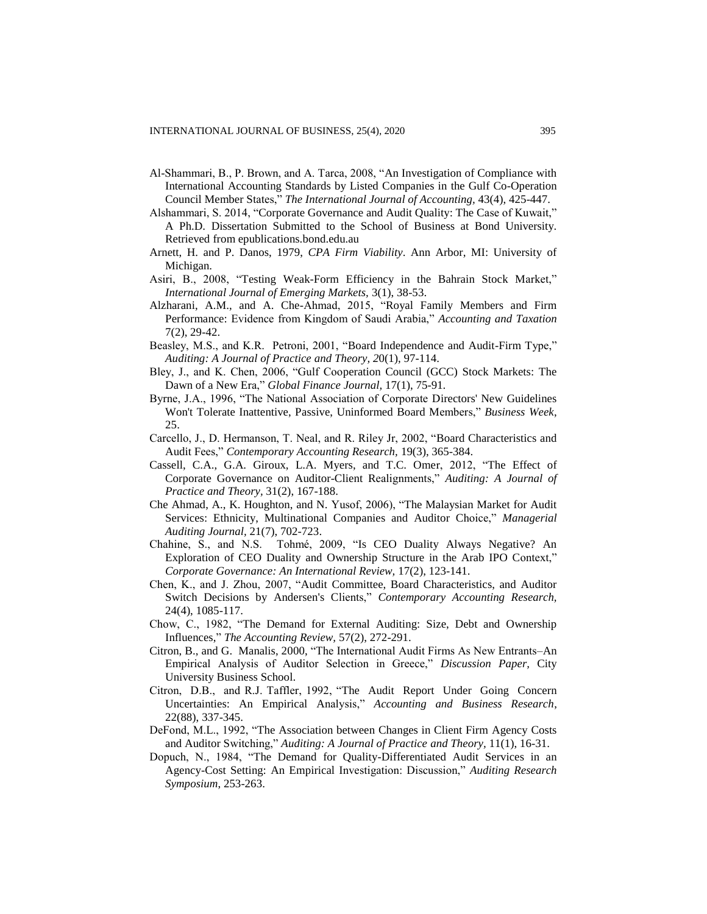Al-Shammari, B., P. Brown, and A. Tarca, 2008, “An Investigation of Compliance with International Accounting Standards by Listed Companies in the Gulf Co-Operation Council Member States,” *The International Journal of Accounting,* 43(4), 425-447.

Alshammari, S. 2014, “Corporate Governance and Audit Quality: The Case of Kuwait,” A Ph.D. Dissertation Submitted to the School of Business at Bond University. Retrieved from epublications.bond.edu.au

Arnett, H. and P. Danos, 1979, *CPA Firm Viability*. Ann Arbor, MI: University of Michigan.

Asiri, B., 2008, “Testing Weak-Form Efficiency in the Bahrain Stock Market,” *International Journal of Emerging Markets,* 3(1), 38-53.

Alzharani, A.M., and A. Che-Ahmad, 2015, “Royal Family Members and Firm Performance: Evidence from Kingdom of Saudi Arabia,” *Accounting and Taxation* 7(2), 29-42.

Beasley, M.S., and K.R. Petroni, 2001, “Board Independence and Audit-Firm Type,” *Auditing: A Journal of Practice and Theory, 2*0(1), 97-114.

Bley, J., and K. Chen, 2006, “Gulf Cooperation Council (GCC) Stock Markets: The Dawn of a New Era,” *Global Finance Journal,* 17(1), 75-91.

Byrne, J.A., 1996, “The National Association of Corporate Directors' New Guidelines Won't Tolerate Inattentive, Passive, Uninformed Board Members,” *Business Week*, 25.

Carcello, J., D. Hermanson, T. Neal, and R. Riley Jr, 2002, “Board Characteristics and Audit Fees,” *Contemporary Accounting Research,* 19(3), 365-384.

Cassell, C.A., G.A. Giroux, L.A. Myers, and T.C. Omer, 2012, “The Effect of Corporate Governance on Auditor-Client Realignments,” *Auditing: A Journal of Practice and Theory,* 31(2), 167-188.

Che Ahmad, A., K. Houghton, and N. Yusof, 2006), “The Malaysian Market for Audit Services: Ethnicity, Multinational Companies and Auditor Choice,” *Managerial Auditing Journal,* 21(7), 702-723.

Chahine, S., and N.S. Tohmé, 2009, “Is CEO Duality Always Negative? An Exploration of CEO Duality and Ownership Structure in the Arab IPO Context,” *Corporate Governance: An International Review,* 17(2), 123-141.

Chen, K., and J. Zhou, 2007, “Audit Committee, Board Characteristics, and Auditor Switch Decisions by Andersen's Clients,” *Contemporary Accounting Research,* 24(4), 1085-117.

Chow, C., 1982, “The Demand for External Auditing: Size, Debt and Ownership Influences,” *The Accounting Review,* 57(2), 272-291.

Citron, B., and G. Manalis, 2000, “The International Audit Firms As New Entrants–An Empirical Analysis of Auditor Selection in Greece,” *Discussion Paper,* City University Business School.

Citron, D.B., and R.J. Taffler, 1992, “The Audit Report Under Going Concern Uncertainties: An Empirical Analysis,” *Accounting and Business Research*, 22(88), 337-345.

DeFond, M.L., 1992, “The Association between Changes in Client Firm Agency Costs and Auditor Switching,” *Auditing: A Journal of Practice and Theory,* 11(1), 16-31.

Dopuch, N., 1984, “The Demand for Quality-Differentiated Audit Services in an Agency-Cost Setting: An Empirical Investigation: Discussion,” *Auditing Research Symposium*, 253-263.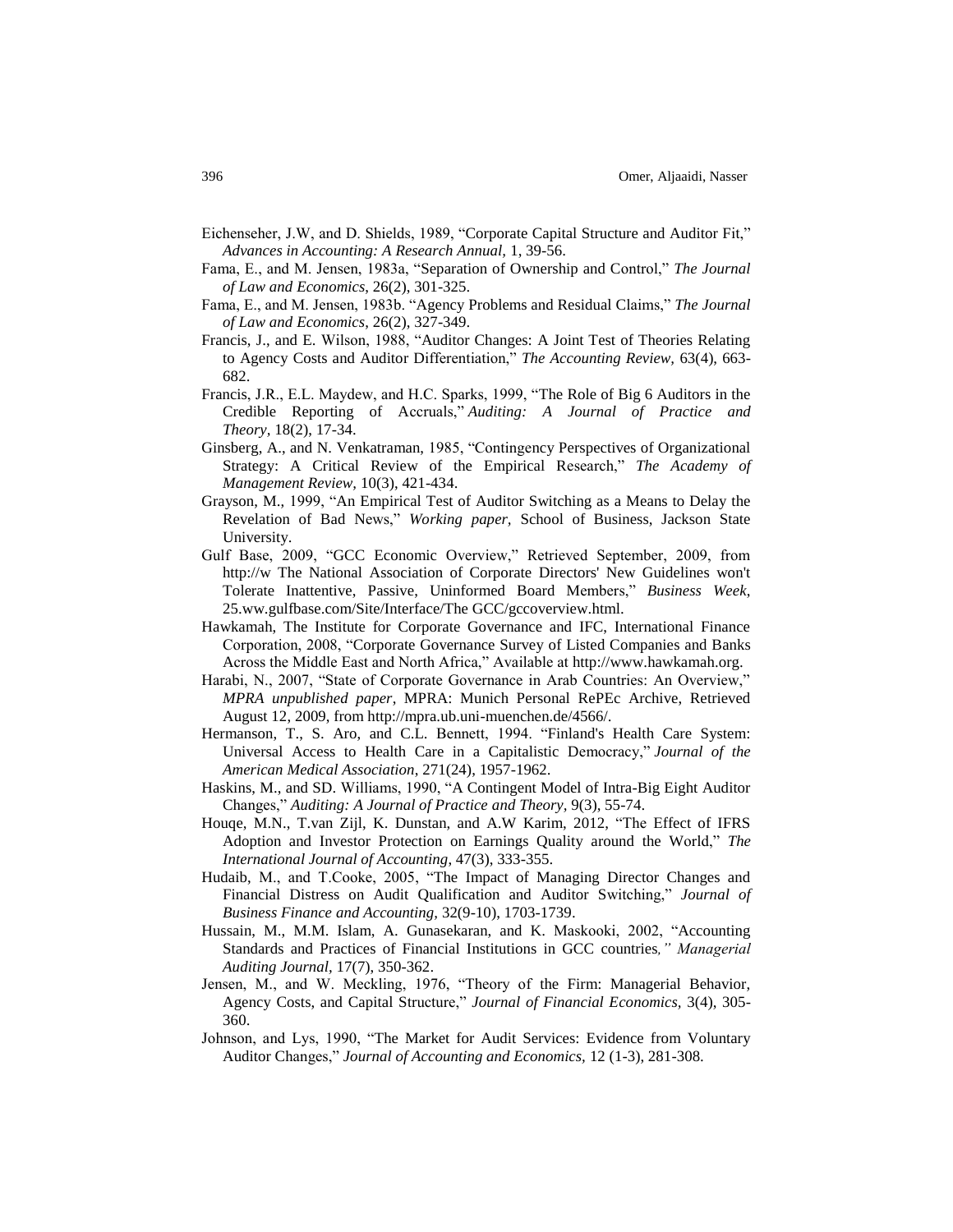Eichenseher, J.W, and D. Shields, 1989, "Corporate Capital Structure and Auditor Fit," *Advances in Accounting: A Research Annual,* 1, 39-56.

Fama, E., and M. Jensen, 1983a, "Separation of Ownership and Control," *The Journal of Law and Economics*, 26(2), 301-325.

Fama, E., and M. Jensen, 1983b. "Agency Problems and Residual Claims," *The Journal of Law and Economics*, 26(2), 327-349.

Francis, J., and E. Wilson, 1988, "Auditor Changes: A Joint Test of Theories Relating to Agency Costs and Auditor Differentiation," *The Accounting Review,* 63(4), 663-682.

Francis, J.R., E.L. Maydew, and H.C. Sparks, 1999, "The Role of Big 6 Auditors in the Credible Reporting of Accruals," *Auditing: A Journal of Practice and Theory*, 18(2), 17-34.

Ginsberg, A., and N. Venkatraman, 1985, "Contingency Perspectives of Organizational Strategy: A Critical Review of the Empirical Research," *The Academy of Management Review,* 10(3), 421-434.

Grayson, M., 1999, "An Empirical Test of Auditor Switching as a Means to Delay the Revelation of Bad News," *Working paper,* School of Business, Jackson State University.

Gulf Base, 2009, "GCC Economic Overview," Retrieved September, 2009, from http://w The National Association of Corporate Directors' New Guidelines won't Tolerate Inattentive, Passive, Uninformed Board Members," *Business Week*, 25.ww.gulfbase.com/Site/Interface/The GCC/gccoverview.html.

Hawkamah, The Institute for Corporate Governance and IFC, International Finance Corporation, 2008, "Corporate Governance Survey of Listed Companies and Banks Across the Middle East and North Africa," Available at http://www.hawkamah.org.

Harabi, N., 2007, "State of Corporate Governance in Arab Countries: An Overview," *MPRA unpublished paper*, MPRA: Munich Personal RePEc Archive, Retrieved August 12, 2009, from http://mpra.ub.uni-muenchen.de/4566/.

Hermanson, T., S. Aro, and C.L. Bennett, 1994. "Finland's Health Care System: Universal Access to Health Care in a Capitalistic Democracy," *Journal of the American Medical Association*, 271(24), 1957-1962.

Haskins, M., and SD. Williams, 1990, "A Contingent Model of Intra-Big Eight Auditor Changes," *Auditing: A Journal of Practice and Theory,* 9(3), 55-74.

Houqe, M.N., T.van Zijl, K. Dunstan, and A.W Karim, 2012, "The Effect of IFRS Adoption and Investor Protection on Earnings Quality around the World," *The International Journal of Accounting*, 47(3), 333-355.

Hudaib, M., and T.Cooke, 2005, "The Impact of Managing Director Changes and Financial Distress on Audit Qualification and Auditor Switching," *Journal of Business Finance and Accounting,* 32(9-10), 1703-1739.

Hussain, M., M.M. Islam, A. Gunasekaran, and K. Maskooki, 2002, "Accounting Standards and Practices of Financial Institutions in GCC countries*," Managerial Auditing Journal*, 17(7), 350-362.

Jensen, M., and W. Meckling, 1976, "Theory of the Firm: Managerial Behavior, Agency Costs, and Capital Structure," *Journal of Financial Economics,* 3(4), 305-360.

Johnson, and Lys, 1990, "The Market for Audit Services: Evidence from Voluntary Auditor Changes," *Journal of Accounting and Economics,* 12 (1-3), 281-308.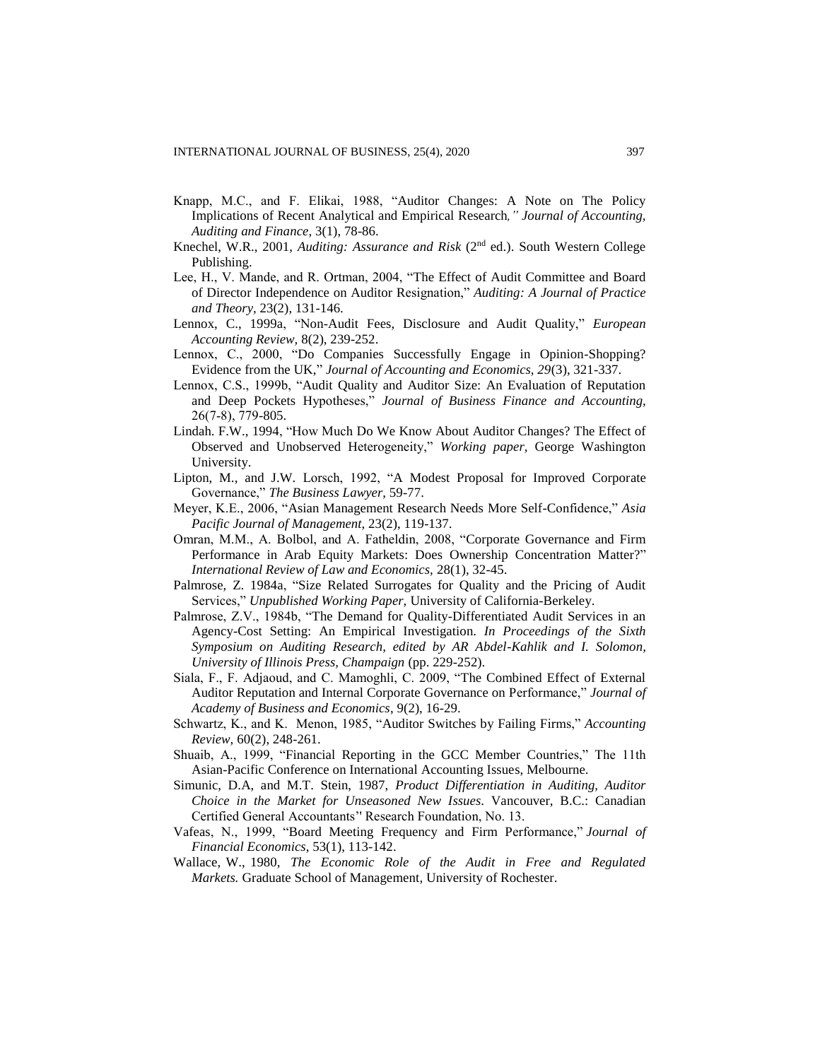Knapp, M.C., and F. Elikai, 1988, "Auditor Changes: A Note on The Policy Implications of Recent Analytical and Empirical Research*," Journal of Accounting, Auditing and Finance,* 3(1), 78-86.

Knechel, W.R., 2001, *Auditing: Assurance and Risk* (2nd ed.). South Western College Publishing.

Lee, H., V. Mande, and R. Ortman, 2004, "The Effect of Audit Committee and Board of Director Independence on Auditor Resignation," *Auditing: A Journal of Practice and Theory,* 23(2), 131-146.

Lennox, C., 1999a, "Non-Audit Fees, Disclosure and Audit Quality," *European Accounting Review,* 8(2), 239-252.

Lennox, C., 2000, "Do Companies Successfully Engage in Opinion-Shopping? Evidence from the UK," *Journal of Accounting and Economics, 29*(3), 321-337.

Lennox, C.S., 1999b, "Audit Quality and Auditor Size: An Evaluation of Reputation and Deep Pockets Hypotheses," *Journal of Business Finance and Accounting,* 26(7-8), 779-805.

Lindah. F.W., 1994, "How Much Do We Know About Auditor Changes? The Effect of Observed and Unobserved Heterogeneity," *Working paper,* George Washington University.

Lipton, M., and J.W. Lorsch, 1992, "A Modest Proposal for Improved Corporate Governance," *The Business Lawyer*, 59-77.

Meyer, K.E., 2006, "Asian Management Research Needs More Self-Confidence," *Asia Pacific Journal of Management*, 23(2), 119-137.

Omran, M.M., A. Bolbol, and A. Fatheldin, 2008, "Corporate Governance and Firm Performance in Arab Equity Markets: Does Ownership Concentration Matter?" *International Review of Law and Economics,* 28(1), 32-45.

Palmrose, Z. 1984a, "Size Related Surrogates for Quality and the Pricing of Audit Services," *Unpublished Working Paper,* University of California-Berkeley.

Palmrose, Z.V., 1984b, "The Demand for Quality-Differentiated Audit Services in an Agency-Cost Setting: An Empirical Investigation. *In Proceedings of the Sixth Symposium on Auditing Research, edited by AR Abdel-Kahlik and I. Solomon, University of Illinois Press, Champaign* (pp. 229-252).

Siala, F., F. Adjaoud, and C. Mamoghli, C. 2009, "The Combined Effect of External Auditor Reputation and Internal Corporate Governance on Performance," *Journal of Academy of Business and Economics*, 9(2), 16-29.

Schwartz, K., and K. Menon, 1985, "Auditor Switches by Failing Firms," *Accounting Review,* 60(2), 248-261.

Shuaib, A., 1999, "Financial Reporting in the GCC Member Countries," The 11th Asian-Pacific Conference on International Accounting Issues, Melbourne.

Simunic, D.A, and M.T. Stein, 1987, *Product Differentiation in Auditing, Auditor Choice in the Market for Unseasoned New Issues*. Vancouver, B.C.: Canadian Certified General Accountants'' Research Foundation, No. 13.

Vafeas, N., 1999, "Board Meeting Frequency and Firm Performance," *Journal of Financial Economics*, 53(1), 113-142.

Wallace, W., 1980, *The Economic Role of the Audit in Free and Regulated Markets.* Graduate School of Management, University of Rochester.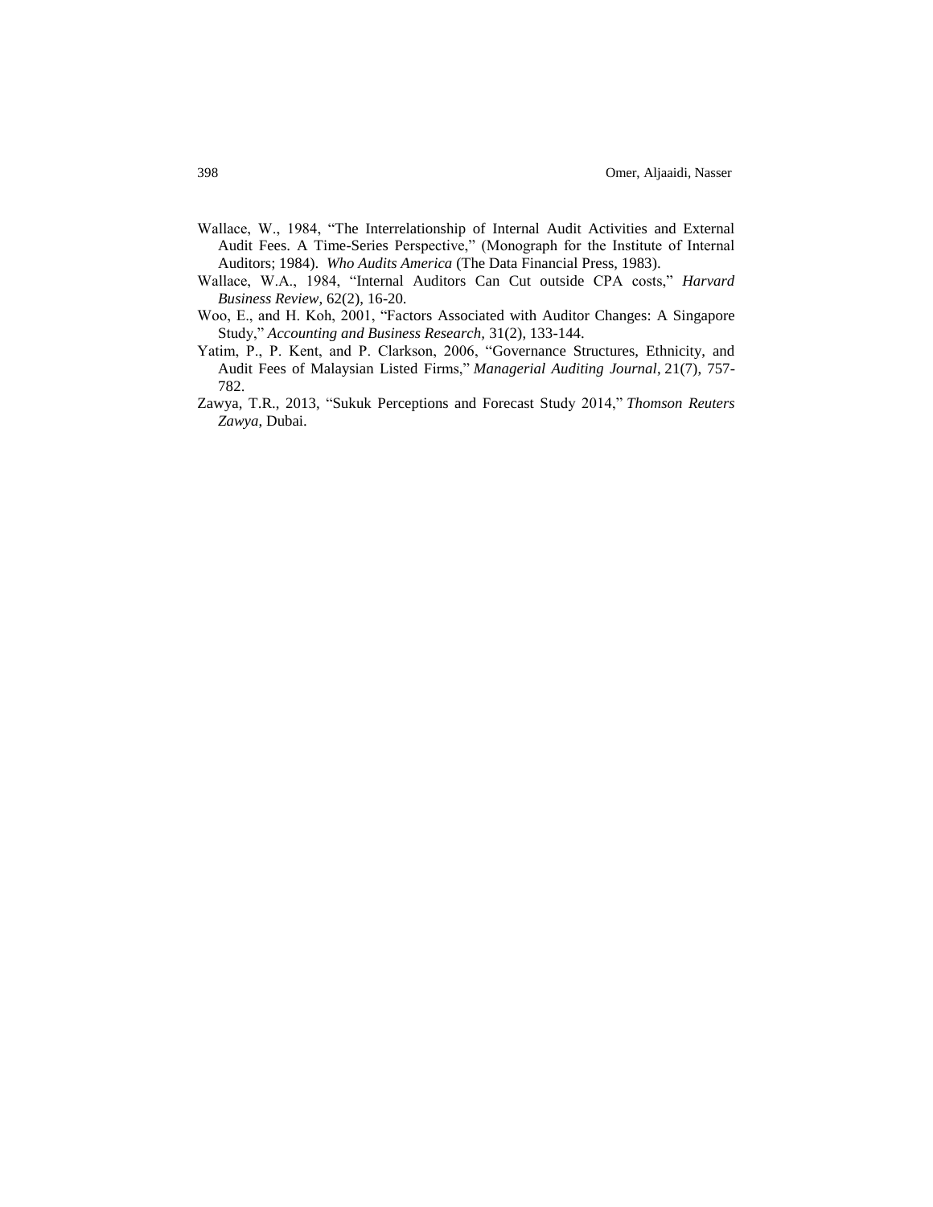Wallace, W., 1984, "The Interrelationship of Internal Audit Activities and External Audit Fees. A Time-Series Perspective," (Monograph for the Institute of Internal Auditors; 1984). *Who Audits America* (The Data Financial Press, 1983).

Wallace, W.A., 1984, "Internal Auditors Can Cut outside CPA costs," *Harvard Business Review*, 62(2), 16-20.

Woo, E., and H. Koh, 2001, "Factors Associated with Auditor Changes: A Singapore Study," *Accounting and Business Research*, 31(2), 133-144.

Yatim, P., P. Kent, and P. Clarkson, 2006, "Governance Structures, Ethnicity, and Audit Fees of Malaysian Listed Firms," *Managerial Auditing Journal*, 21(7), 757-782.

Zawya, T.R., 2013, "Sukuk Perceptions and Forecast Study 2014," *Thomson Reuters Zawya*, Dubai.